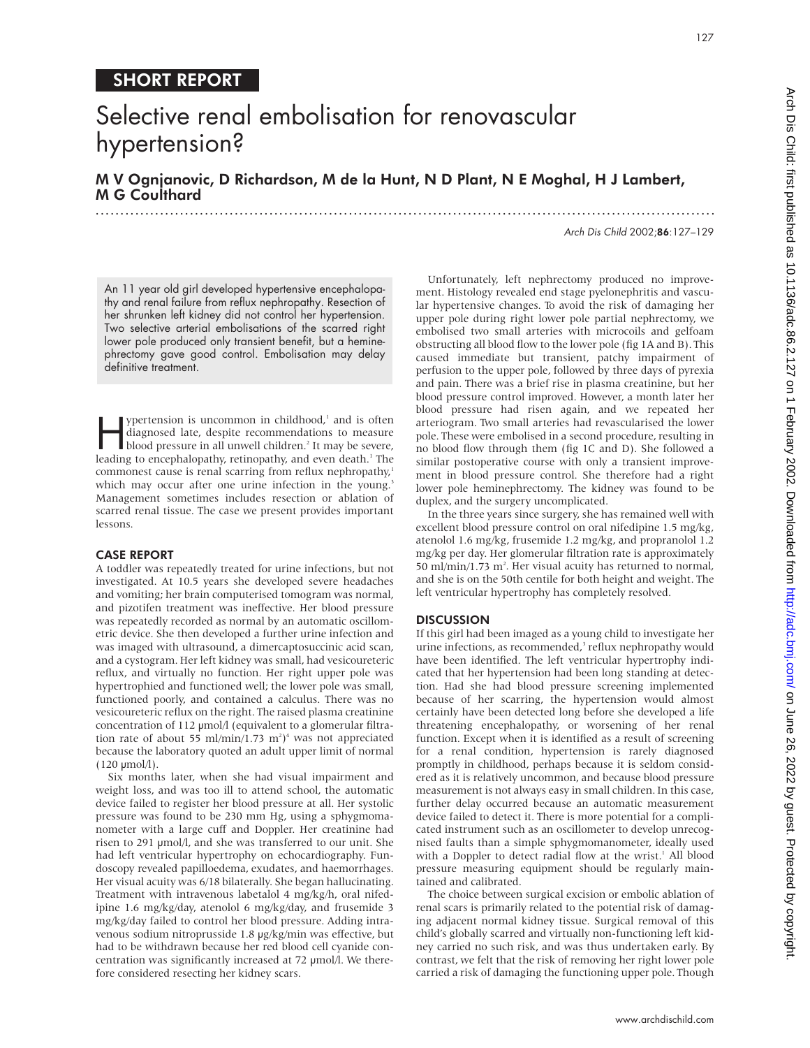SHORT REPORT

# Selective renal embolisation for renovascular hypertension?

**M V Ognjanovic, D Richardson, M de la Hunt, N D Plant, N E Moghal, H J Lambert, M G Coulthard**

*Arch Dis Child* 2002;**86**:127–129

An 11 year old girl developed hypertensive encephalopathy and renal failure from reflux nephropathy. Resection of her shrunken left kidney did not control her hypertension. Two selective arterial embolisations of the scarred right lower pole produced only transient benefit, but a heminephrectomy gave good control. Embolisation may delay definitive treatment.

Hypertension is uncommon in childhood,[1] and is often diagnosed late, despite recommendations to measure blood pressure in all unwell children.[2] It may be severe, leading to encephalopathy, retinopathy, and even death.[1] The commonest cause is renal scarring from reflux nephropathy,[1] which may occur after one urine infection in the young.[3] Management sometimes includes resection or ablation of scarred renal tissue. The case we present provides important lessons.

## CASE REPORT

A toddler was repeatedly treated for urine infections, but not investigated. At 10.5 years she developed severe headaches and vomiting; her brain computerised tomogram was normal, and pizotifen treatment was ineffective. Her blood pressure was repeatedly recorded as normal by an automatic oscillometric device. She then developed a further urine infection and was imaged with ultrasound, a dimercaptosuccinic acid scan, and a cystogram. Her left kidney was small, had vesicoureteric reflux, and virtually no function. Her right upper pole was hypertrophied and functioned well; the lower pole was small, functioned poorly, and contained a calculus. There was no vesicoureteric reflux on the right. The raised plasma creatinine concentration of 112 μmol/l (equivalent to a glomerular filtration rate of about 55 ml/min/1.73 m$^2$)[4] was not appreciated because the laboratory quoted an adult upper limit of normal (120 μmol/l).

Six months later, when she had visual impairment and weight loss, and was too ill to attend school, the automatic device failed to register her blood pressure at all. Her systolic pressure was found to be 230 mm Hg, using a sphygmomanometer with a large cuff and Doppler. Her creatinine had risen to 291 μmol/l, and she was transferred to our unit. She had left ventricular hypertrophy on echocardiography. Fundoscopy revealed papilloedema, exudates, and haemorrhages. Her visual acuity was 6/18 bilaterally. She began hallucinating. Treatment with intravenous labetalol 4 mg/kg/h, oral nifedipine 1.6 mg/kg/day, atenolol 6 mg/kg/day, and frusemide 3 mg/kg/day failed to control her blood pressure. Adding intravenous sodium nitroprusside 1.8 μg/kg/min was effective, but had to be withdrawn because her red blood cell cyanide concentration was significantly increased at 72 μmol/l. We therefore considered resecting her kidney scars.

Unfortunately, left nephrectomy produced no improvement. Histology revealed end stage pyelonephritis and vascular hypertensive changes. To avoid the risk of damaging her upper pole during right lower pole partial nephrectomy, we embolised two small arteries with microcoils and gelfoam obstructing all blood flow to the lower pole (fig 1A and B). This caused immediate but transient, patchy impairment of perfusion to the upper pole, followed by three days of pyrexia and pain. There was a brief rise in plasma creatinine, but her blood pressure control improved. However, a month later her blood pressure had risen again, and we repeated her arteriogram. Two small arteries had revascularised the lower pole. These were embolised in a second procedure, resulting in no blood flow through them (fig 1C and D). She followed a similar postoperative course with only a transient improvement in blood pressure control. She therefore had a right lower pole heminephrectomy. The kidney was found to be duplex, and the surgery uncomplicated.

In the three years since surgery, she has remained well with excellent blood pressure control on oral nifedipine 1.5 mg/kg, atenolol 1.6 mg/kg, frusemide 1.2 mg/kg, and propranolol 1.2 mg/kg per day. Her glomerular filtration rate is approximately 50 ml/min/1.73 m$^2$. Her visual acuity has returned to normal, and she is on the 50th centile for both height and weight. The left ventricular hypertrophy has completely resolved.

## DISCUSSION

If this girl had been imaged as a young child to investigate her urine infections, as recommended,[3] reflux nephropathy would have been identified. The left ventricular hypertrophy indicated that her hypertension had been long standing at detection. Had she had blood pressure screening implemented because of her scarring, the hypertension would almost certainly have been detected long before she developed a life threatening encephalopathy, or worsening of her renal function. Except when it is identified as a result of screening for a renal condition, hypertension is rarely diagnosed promptly in childhood, perhaps because it is seldom considered as it is relatively uncommon, and because blood pressure measurement is not always easy in small children. In this case, further delay occurred because an automatic measurement device failed to detect it. There is more potential for a complicated instrument such as an oscillometer to develop unrecognised faults than a simple sphygmomanometer, ideally used with a Doppler to detect radial flow at the wrist.[1] All blood pressure measuring equipment should be regularly maintained and calibrated.

The choice between surgical excision or embolic ablation of renal scars is primarily related to the potential risk of damaging adjacent normal kidney tissue. Surgical removal of this child's globally scarred and virtually non-functioning left kidney carried no such risk, and was thus undertaken early. By contrast, we felt that the risk of removing her right lower pole carried a risk of damaging the functioning upper pole. Though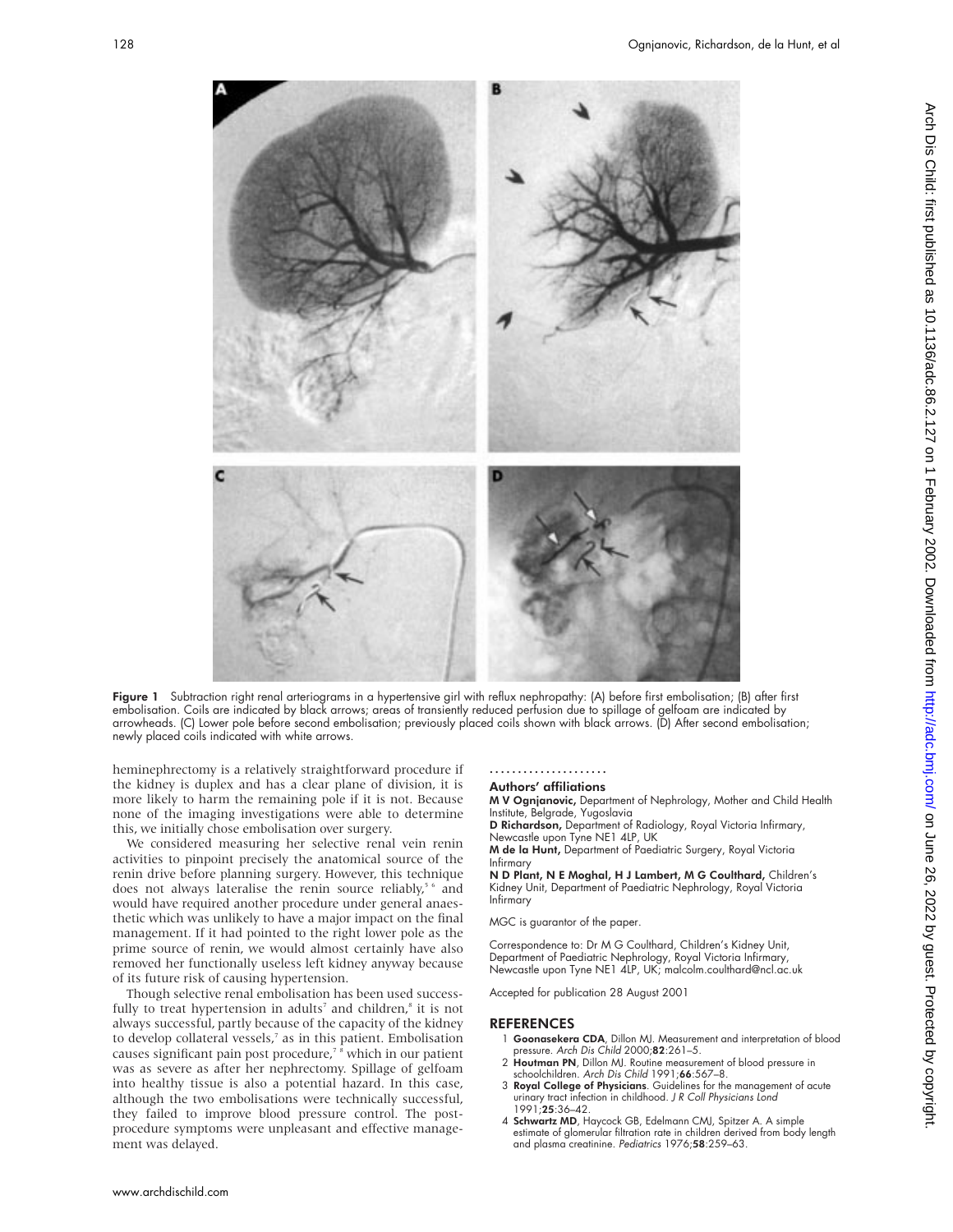Figure 1 Subtraction right renal arteriograms in a hypertensive girl with reflux nephropathy: (A) before first embolisation; (B) after first embolisation. Coils are indicated by black arrows; areas of transiently reduced perfusion due to spillage of gelfoam are indicated by arrowheads. (C) Lower pole before second embolisation; previously placed coils shown with black arrows. (D) After second embolisation; newly placed coils indicated with white arrows.

heminephrectomy is a relatively straightforward procedure if the kidney is duplex and has a clear plane of division, it is more likely to harm the remaining pole if it is not. Because none of the imaging investigations were able to determine this, we initially chose embolisation over surgery.

We considered measuring her selective renal vein renin activities to pinpoint precisely the anatomical source of the renin drive before planning surgery. However, this technique does not always lateralise the renin source reliably,[5 6] and would have required another procedure under general anaesthetic which was unlikely to have a major impact on the final management. If it had pointed to the right lower pole as the prime source of renin, we would almost certainly have also removed her functionally useless left kidney anyway because of its future risk of causing hypertension.

Though selective renal embolisation has been used successfully to treat hypertension in adults[7] and children,[8] it is not always successful, partly because of the capacity of the kidney to develop collateral vessels,[7] as in this patient. Embolisation causes significant pain post procedure,[7 8] which in our patient was as severe as after her nephrectomy. Spillage of gelfoam into healthy tissue is also a potential hazard. In this case, although the two embolisations were technically successful, they failed to improve blood pressure control. The post-procedure symptoms were unpleasant and effective management was delayed.

## Authors' affiliations

**M V Ognjanovic,** Department of Nephrology, Mother and Child Health Institute, Belgrade, Yugoslavia

**D Richardson,** Department of Radiology, Royal Victoria Infirmary, Newcastle upon Tyne NE1 4LP, UK

**M de la Hunt,** Department of Paediatric Surgery, Royal Victoria Infirmary

**N D Plant, N E Moghal, H J Lambert, M G Coulthard,** Children's Kidney Unit, Department of Paediatric Nephrology, Royal Victoria Infirmary

MGC is guarantor of the paper.

Correspondence to: Dr M G Coulthard, Children's Kidney Unit, Department of Paediatric Nephrology, Royal Victoria Infirmary, Newcastle upon Tyne NE1 4LP, UK; malcolm.coulthard@ncl.ac.uk

Accepted for publication 28 August 2001

## REFERENCES

1. **Goonasekera CDA**, Dillon MJ. Measurement and interpretation of blood pressure. *Arch Dis Child* 2000;**82**:261–5.
2. **Houtman PN**, Dillon MJ. Routine measurement of blood pressure in schoolchildren. *Arch Dis Child* 1991;**66**:567–8.
3. **Royal College of Physicians**. Guidelines for the management of acute urinary tract infection in childhood. *J R Coll Physicians Lond* 1991;**25**:36–42.
4. **Schwartz MD**, Haycock GB, Edelmann CMJ, Spitzer A. A simple estimate of glomerular filtration rate in children derived from body length and plasma creatinine. *Pediatrics* 1976;**58**:259–63.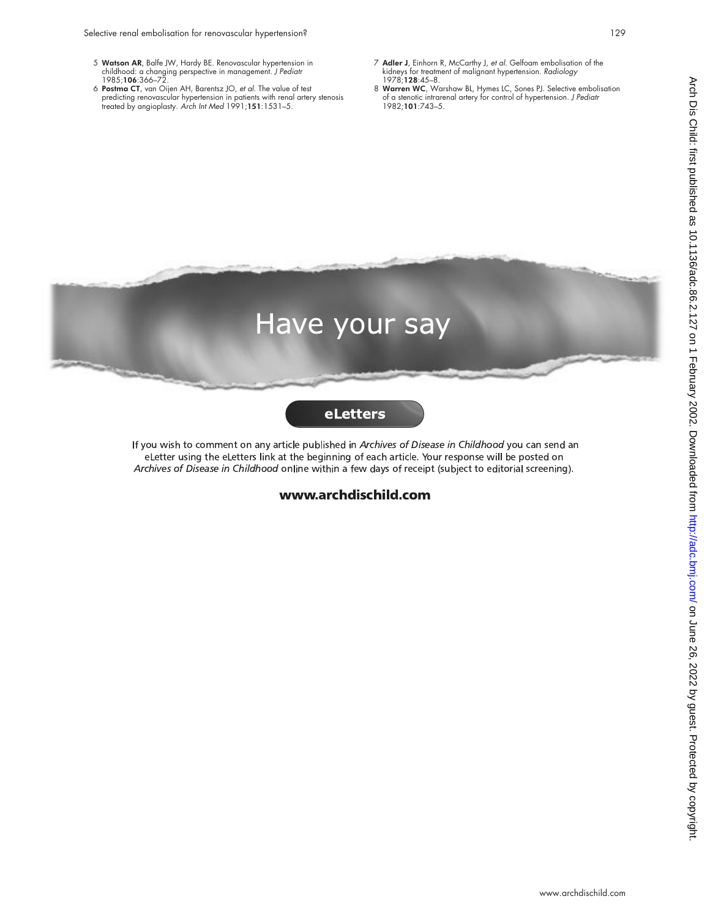5 **Watson AR**, Balfe JW, Hardy BE. Renovascular hypertension in childhood: a changing perspective in management. *J Pediatr* 1985;**106**:366–72.

6 **Postma CT**, van Oijen AH, Barentsz JO, *et al*. The value of test predicting renovascular hypertension in patients with renal artery stenosis treated by angioplasty. *Arch Int Med* 1991;**151**:1531–5.

7 **Adler J**, Einhorn R, McCarthy J, *et al*. Gelfoam embolisation of the kidneys for treatment of malignant hypertension. *Radiology* 1978;**128**:45–8.

8 **Warren WC**, Warshaw BL, Hymes LC, Sones PJ. Selective embolisation of a stenotic intrarenal artery for control of hypertension. *J Pediatr* 1982;**101**:743–5.

# Have your say

**eLetters**

If you wish to comment on any article published in *Archives of Disease in Childhood* you can send an eLetter using the eLetters link at the beginning of each article. Your response will be posted on *Archives of Disease in Childhood* online within a few days of receipt (subject to editorial screening).

**www.archdischild.com**